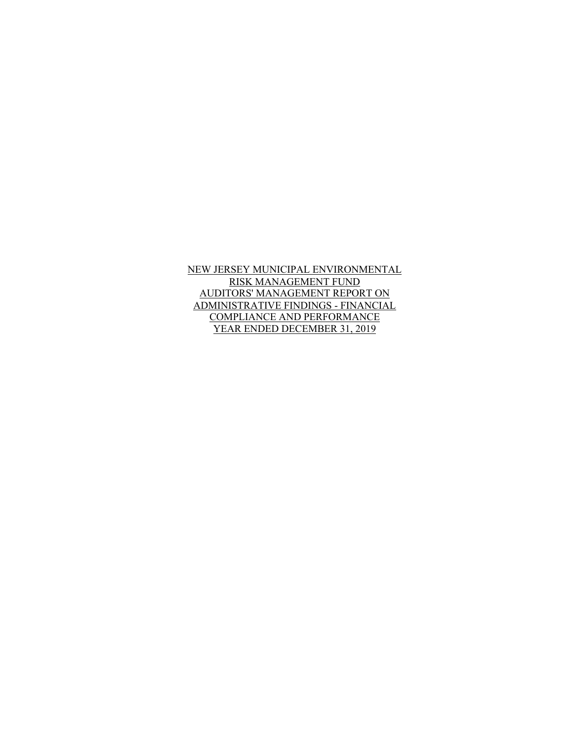# NEW JERSEY MUNICIPAL ENVIRONMENTAL RISK MANAGEMENT FUND AUDITORS' MANAGEMENT REPORT ON ADMINISTRATIVE FINDINGS - FINANCIAL COMPLIANCE AND PERFORMANCE YEAR ENDED DECEMBER 31, 2019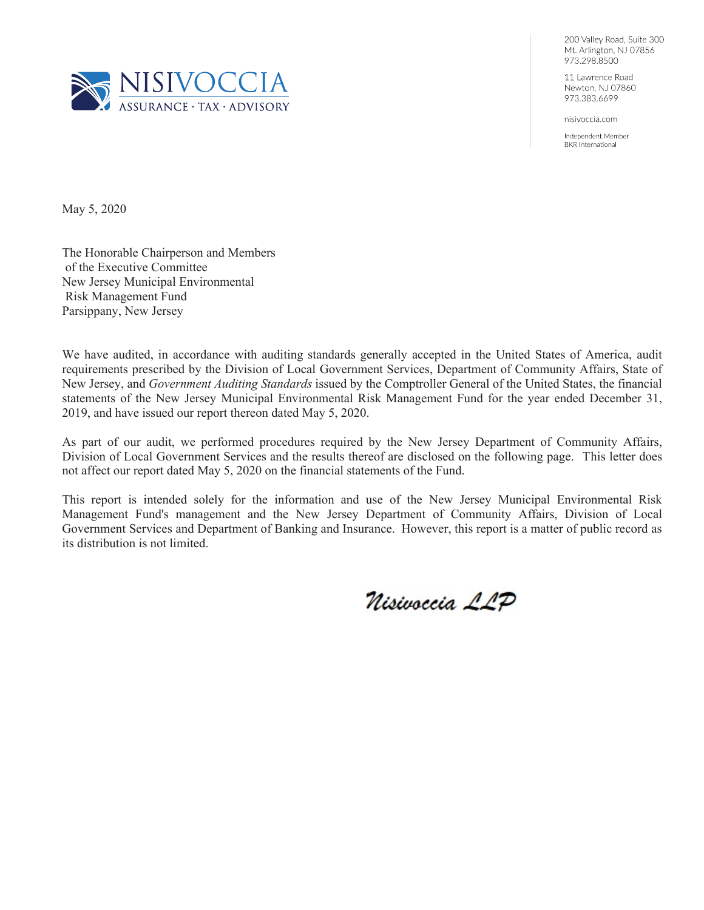NISIVOCCIA
ASSURANCE · TAX · ADVISORY

200 Valley Road, Suite 300
Mt. Arlington, NJ 07856
973.298.8500

11 Lawrence Road
Newton, NJ 07860
973.383.6699

nisivoccia.com

Independent Member
BKR International

May 5, 2020

The Honorable Chairperson and Members
of the Executive Committee
New Jersey Municipal Environmental
Risk Management Fund
Parsippany, New Jersey

We have audited, in accordance with auditing standards generally accepted in the United States of America, audit requirements prescribed by the Division of Local Government Services, Department of Community Affairs, State of New Jersey, and *Government Auditing Standards* issued by the Comptroller General of the United States, the financial statements of the New Jersey Municipal Environmental Risk Management Fund for the year ended December 31, 2019, and have issued our report thereon dated May 5, 2020.

As part of our audit, we performed procedures required by the New Jersey Department of Community Affairs, Division of Local Government Services and the results thereof are disclosed on the following page. This letter does not affect our report dated May 5, 2020 on the financial statements of the Fund.

This report is intended solely for the information and use of the New Jersey Municipal Environmental Risk Management Fund's management and the New Jersey Department of Community Affairs, Division of Local Government Services and Department of Banking and Insurance. However, this report is a matter of public record as its distribution is not limited.

Nisivoccia LLP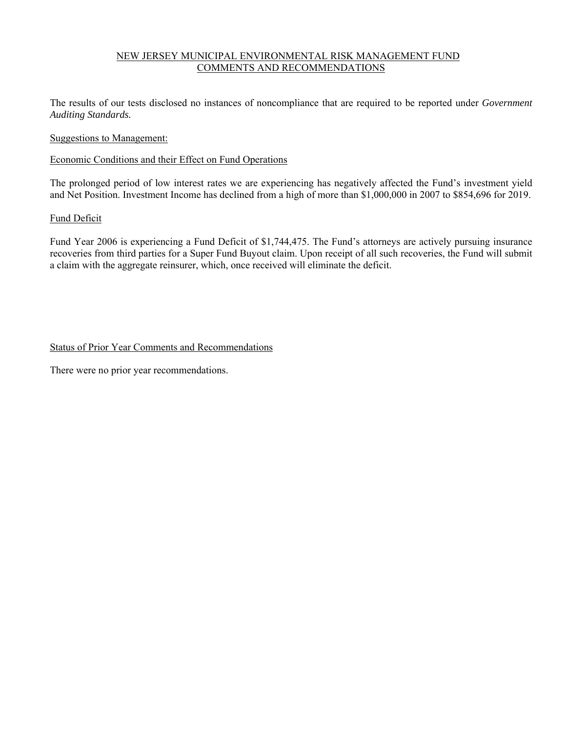# NEW JERSEY MUNICIPAL ENVIRONMENTAL RISK MANAGEMENT FUND
## COMMENTS AND RECOMMENDATIONS

The results of our tests disclosed no instances of noncompliance that are required to be reported under *Government Auditing Standards.*

Suggestions to Management:

Economic Conditions and their Effect on Fund Operations

The prolonged period of low interest rates we are experiencing has negatively affected the Fund's investment yield and Net Position. Investment Income has declined from a high of more than $1,000,000 in 2007 to $854,696 for 2019.

Fund Deficit

Fund Year 2006 is experiencing a Fund Deficit of $1,744,475. The Fund's attorneys are actively pursuing insurance recoveries from third parties for a Super Fund Buyout claim. Upon receipt of all such recoveries, the Fund will submit a claim with the aggregate reinsurer, which, once received will eliminate the deficit.

Status of Prior Year Comments and Recommendations

There were no prior year recommendations.